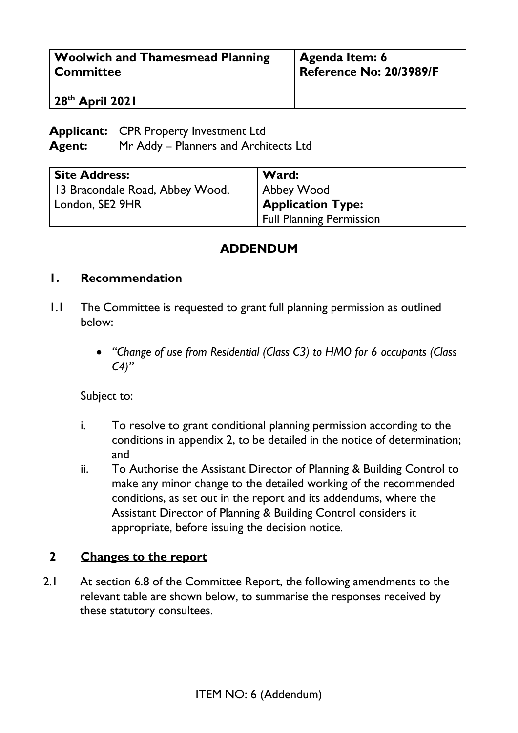| Woolwich and Thamesmead Planning Committee<br><br>28th April 2021 | Agenda Item: 6<br>Reference No: 20/3989/F |
| --- | --- |

**Applicant:** CPR Property Investment Ltd
**Agent:** Mr Addy – Planners and Architects Ltd

| Site Address: | Ward: |
| --- | --- |
| 13 Bracondale Road, Abbey Wood, London, SE2 9HR | Abbey Wood<br>**Application Type:**<br>Full Planning Permission |

## ADDENDUM

### 1. Recommendation

1.1 The Committee is requested to grant full planning permission as outlined below:

- *"Change of use from Residential (Class C3) to HMO for 6 occupants (Class C4)"*

Subject to:

i. To resolve to grant conditional planning permission according to the conditions in appendix 2, to be detailed in the notice of determination; and

ii. To Authorise the Assistant Director of Planning & Building Control to make any minor change to the detailed working of the recommended conditions, as set out in the report and its addendums, where the Assistant Director of Planning & Building Control considers it appropriate, before issuing the decision notice.

### 2 Changes to the report

2.1 At section 6.8 of the Committee Report, the following amendments to the relevant table are shown below, to summarise the responses received by these statutory consultees.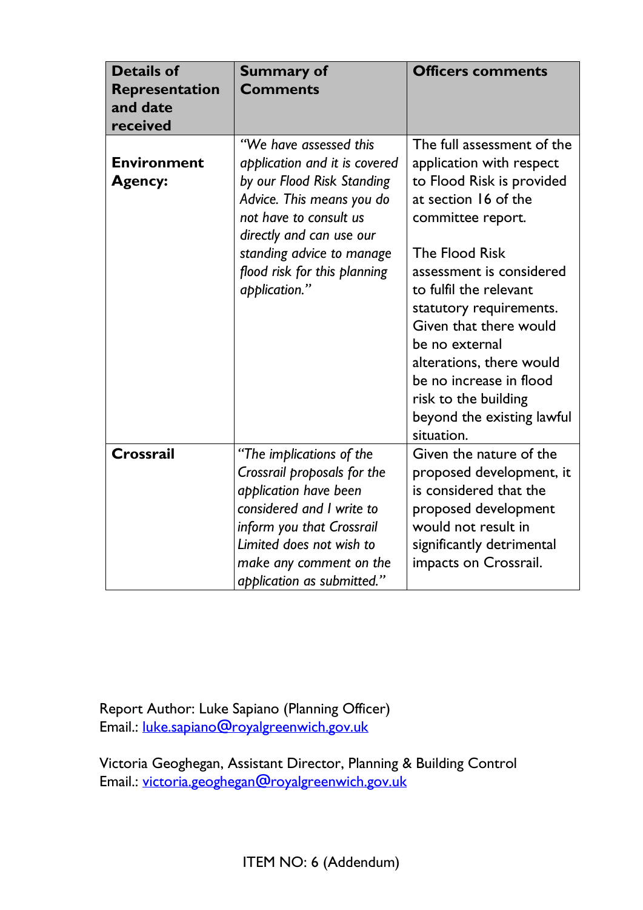| Details of Representation and date received | Summary of Comments | Officers comments |
| --- | --- | --- |
| **Environment Agency:** | *"We have assessed this application and it is covered by our Flood Risk Standing Advice. This means you do not have to consult us directly and can use our standing advice to manage flood risk for this planning application."* | The full assessment of the application with respect to Flood Risk is provided at section 16 of the committee report.<br><br>The Flood Risk assessment is considered to fulfil the relevant statutory requirements. Given that there would be no external alterations, there would be no increase in flood risk to the building beyond the existing lawful situation. |
| **Crossrail** | *"The implications of the Crossrail proposals for the application have been considered and I write to inform you that Crossrail Limited does not wish to make any comment on the application as submitted."* | Given the nature of the proposed development, it is considered that the proposed development would not result in significantly detrimental impacts on Crossrail. |

Report Author: Luke Sapiano (Planning Officer)
Email.: luke.sapiano@royalgreenwich.gov.uk

Victoria Geoghegan, Assistant Director, Planning & Building Control
Email.: victoria.geoghegan@royalgreenwich.gov.uk

ITEM NO: 6 (Addendum)